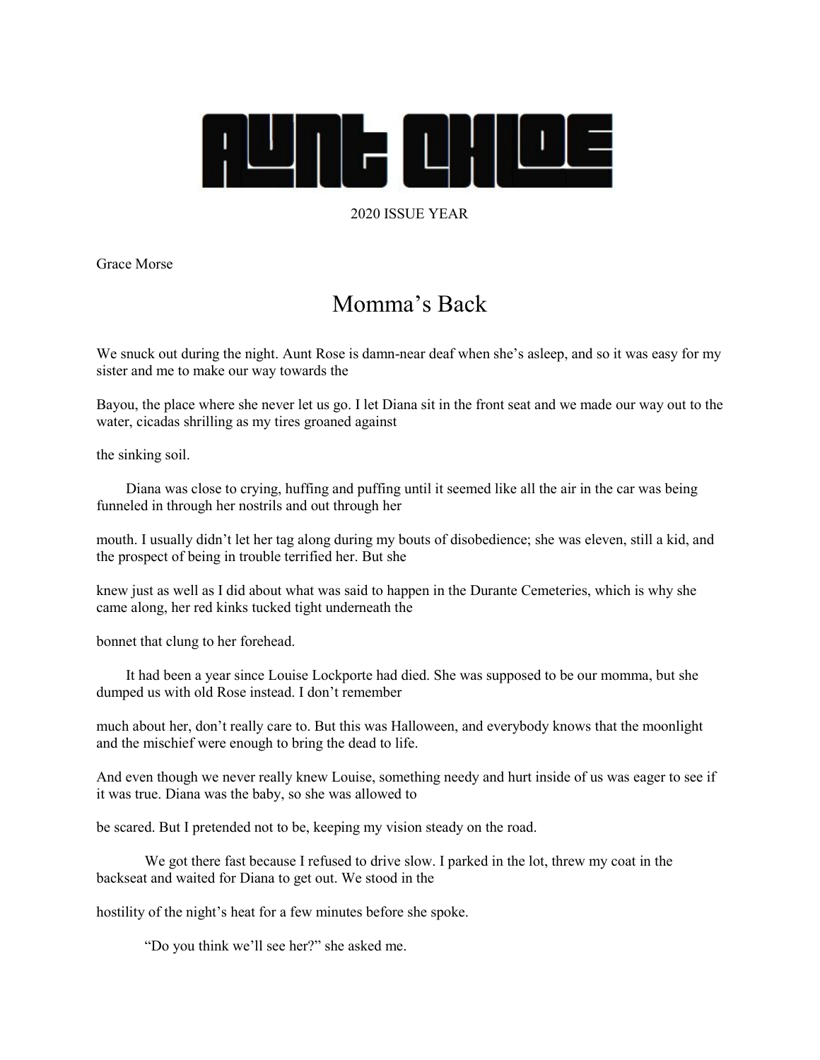# AUNT CHLOE

2020 ISSUE YEAR

Grace Morse

## Momma's Back

We snuck out during the night. Aunt Rose is damn-near deaf when she's asleep, and so it was easy for my sister and me to make our way towards the Bayou, the place where she never let us go. I let Diana sit in the front seat and we made our way out to the water, cicadas shrilling as my tires groaned against the sinking soil.

Diana was close to crying, huffing and puffing until it seemed like all the air in the car was being funneled in through her nostrils and out through her mouth. I usually didn't let her tag along during my bouts of disobedience; she was eleven, still a kid, and the prospect of being in trouble terrified her. But she knew just as well as I did about what was said to happen in the Durante Cemeteries, which is why she came along, her red kinks tucked tight underneath the bonnet that clung to her forehead.

It had been a year since Louise Lockporte had died. She was supposed to be our momma, but she dumped us with old Rose instead. I don't remember much about her, don't really care to. But this was Halloween, and everybody knows that the moonlight and the mischief were enough to bring the dead to life. And even though we never really knew Louise, something needy and hurt inside of us was eager to see if it was true. Diana was the baby, so she was allowed to be scared. But I pretended not to be, keeping my vision steady on the road.

We got there fast because I refused to drive slow. I parked in the lot, threw my coat in the backseat and waited for Diana to get out. We stood in the hostility of the night's heat for a few minutes before she spoke.

"Do you think we'll see her?" she asked me.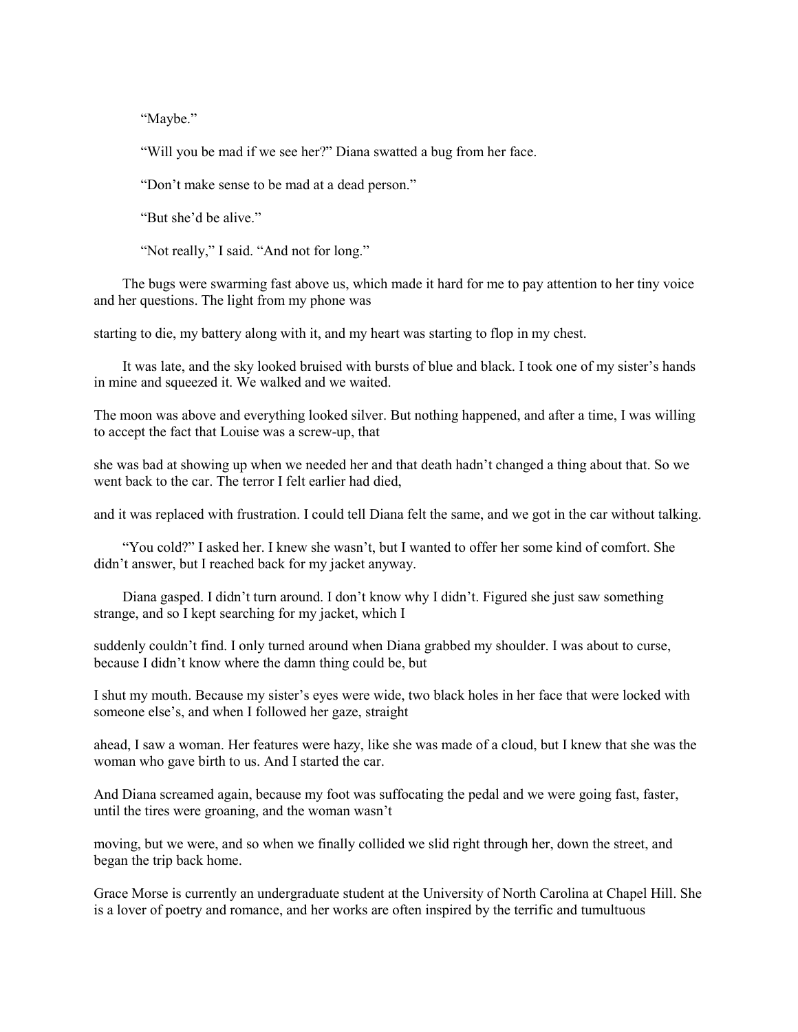"Maybe."

"Will you be mad if we see her?" Diana swatted a bug from her face.

"Don't make sense to be mad at a dead person."

"But she'd be alive."

"Not really," I said. "And not for long."

The bugs were swarming fast above us, which made it hard for me to pay attention to her tiny voice and her questions. The light from my phone was starting to die, my battery along with it, and my heart was starting to flop in my chest.

It was late, and the sky looked bruised with bursts of blue and black. I took one of my sister's hands in mine and squeezed it. We walked and we waited.

The moon was above and everything looked silver. But nothing happened, and after a time, I was willing to accept the fact that Louise was a screw-up, that she was bad at showing up when we needed her and that death hadn't changed a thing about that. So we went back to the car. The terror I felt earlier had died, and it was replaced with frustration. I could tell Diana felt the same, and we got in the car without talking.

"You cold?" I asked her. I knew she wasn't, but I wanted to offer her some kind of comfort. She didn't answer, but I reached back for my jacket anyway.

Diana gasped. I didn't turn around. I don't know why I didn't. Figured she just saw something strange, and so I kept searching for my jacket, which I suddenly couldn't find. I only turned around when Diana grabbed my shoulder. I was about to curse, because I didn't know where the damn thing could be, but I shut my mouth. Because my sister's eyes were wide, two black holes in her face that were locked with someone else's, and when I followed her gaze, straight ahead, I saw a woman. Her features were hazy, like she was made of a cloud, but I knew that she was the woman who gave birth to us. And I started the car.

And Diana screamed again, because my foot was suffocating the pedal and we were going fast, faster, until the tires were groaning, and the woman wasn't moving, but we were, and so when we finally collided we slid right through her, down the street, and began the trip back home.

Grace Morse is currently an undergraduate student at the University of North Carolina at Chapel Hill. She is a lover of poetry and romance, and her works are often inspired by the terrific and tumultuous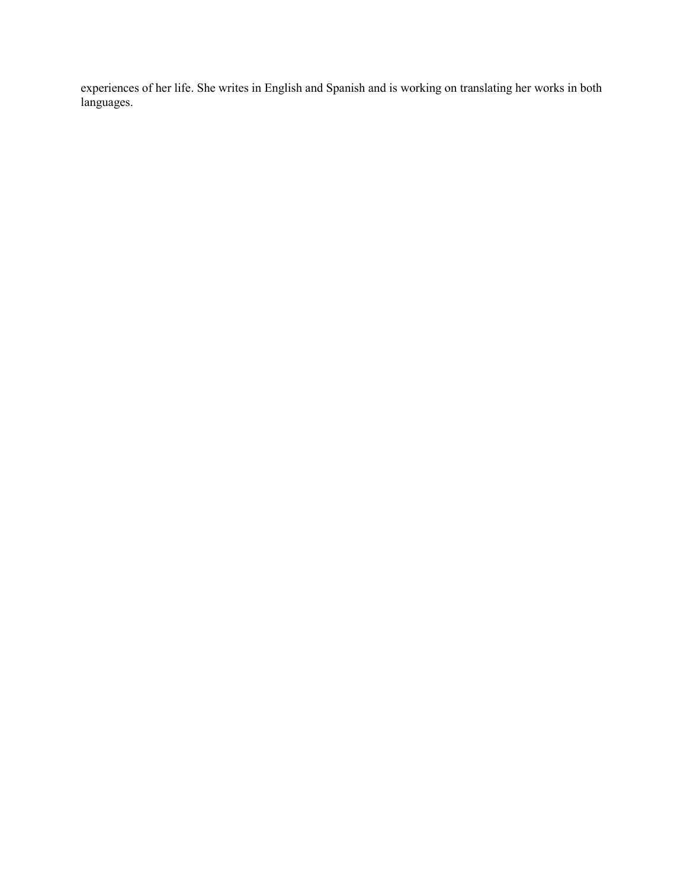experiences of her life. She writes in English and Spanish and is working on translating her works in both languages.